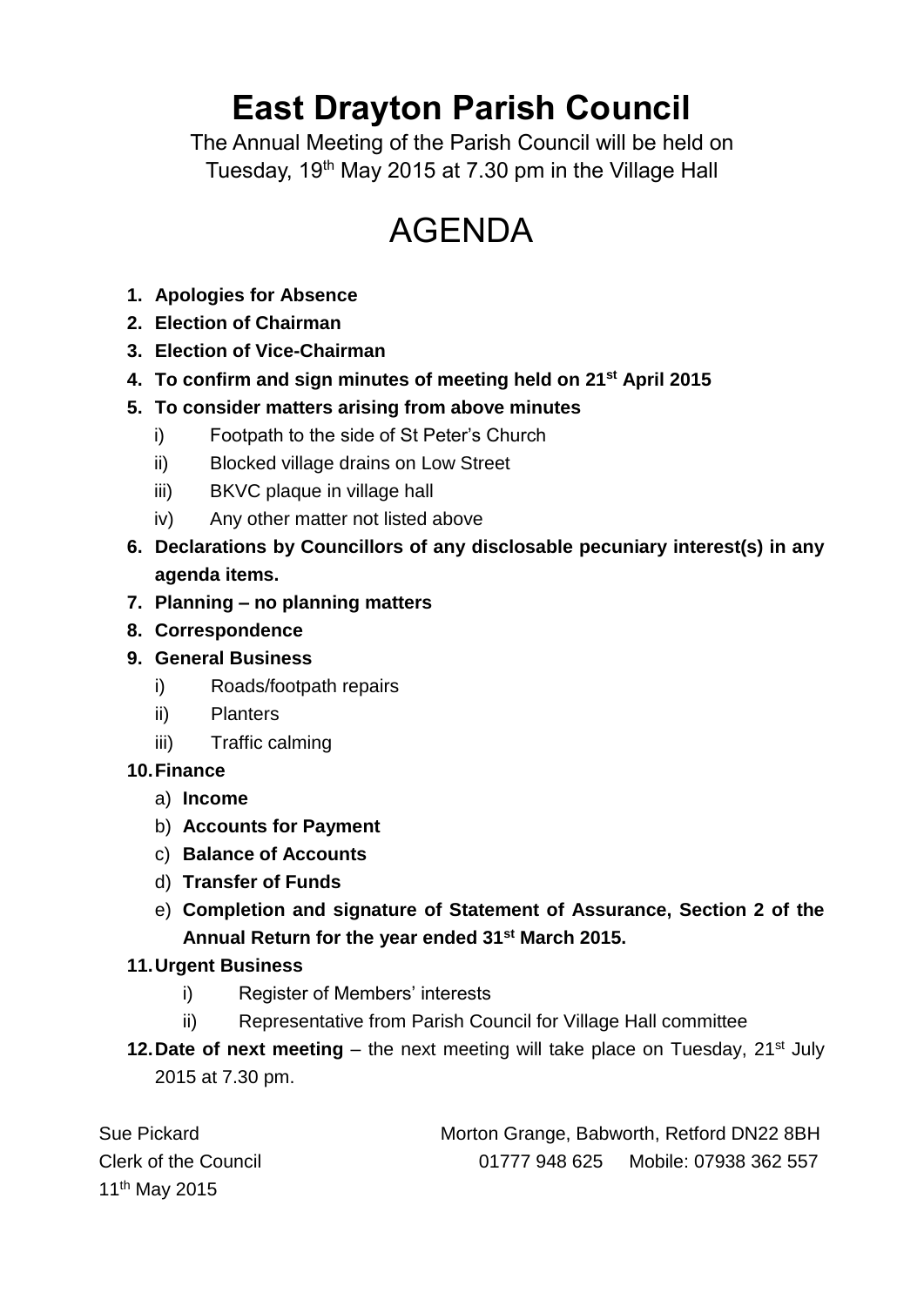# East Drayton Parish Council

The Annual Meeting of the Parish Council will be held on Tuesday, 19th May 2015 at 7.30 pm in the Village Hall

## AGENDA

1. **Apologies for Absence**
2. **Election of Chairman**
3. **Election of Vice-Chairman**
4. **To confirm and sign minutes of meeting held on 21st April 2015**
5. **To consider matters arising from above minutes**
   - i) Footpath to the side of St Peter's Church
   - ii) Blocked village drains on Low Street
   - iii) BKVC plaque in village hall
   - iv) Any other matter not listed above
6. **Declarations by Councillors of any disclosable pecuniary interest(s) in any agenda items.**
7. **Planning – no planning matters**
8. **Correspondence**
9. **General Business**
   - i) Roads/footpath repairs
   - ii) Planters
   - iii) Traffic calming
10. **Finance**
    - a) **Income**
    - b) **Accounts for Payment**
    - c) **Balance of Accounts**
    - d) **Transfer of Funds**
    - e) **Completion and signature of Statement of Assurance, Section 2 of the Annual Return for the year ended 31st March 2015.**
11. **Urgent Business**
    - i) Register of Members' interests
    - ii) Representative from Parish Council for Village Hall committee
12. **Date of next meeting** – the next meeting will take place on Tuesday, 21st July 2015 at 7.30 pm.

Sue Pickard
Clerk of the Council
11th May 2015

Morton Grange, Babworth, Retford DN22 8BH
01777 948 625 Mobile: 07938 362 557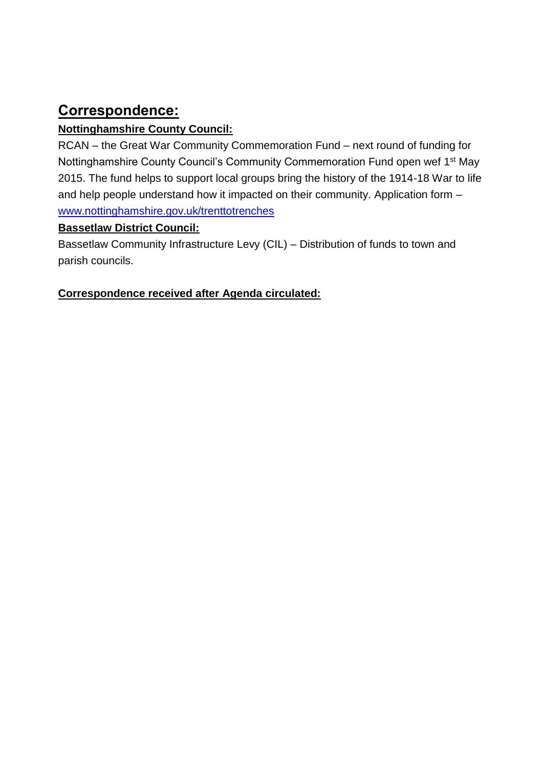## Correspondence:

**Nottinghamshire County Council:**

RCAN – the Great War Community Commemoration Fund – next round of funding for Nottinghamshire County Council's Community Commemoration Fund open wef 1st May 2015. The fund helps to support local groups bring the history of the 1914-18 War to life and help people understand how it impacted on their community. Application form – www.nottinghamshire.gov.uk/trenttotrenches

**Bassetlaw District Council:**

Bassetlaw Community Infrastructure Levy (CIL) – Distribution of funds to town and parish councils.

**Correspondence received after Agenda circulated:**